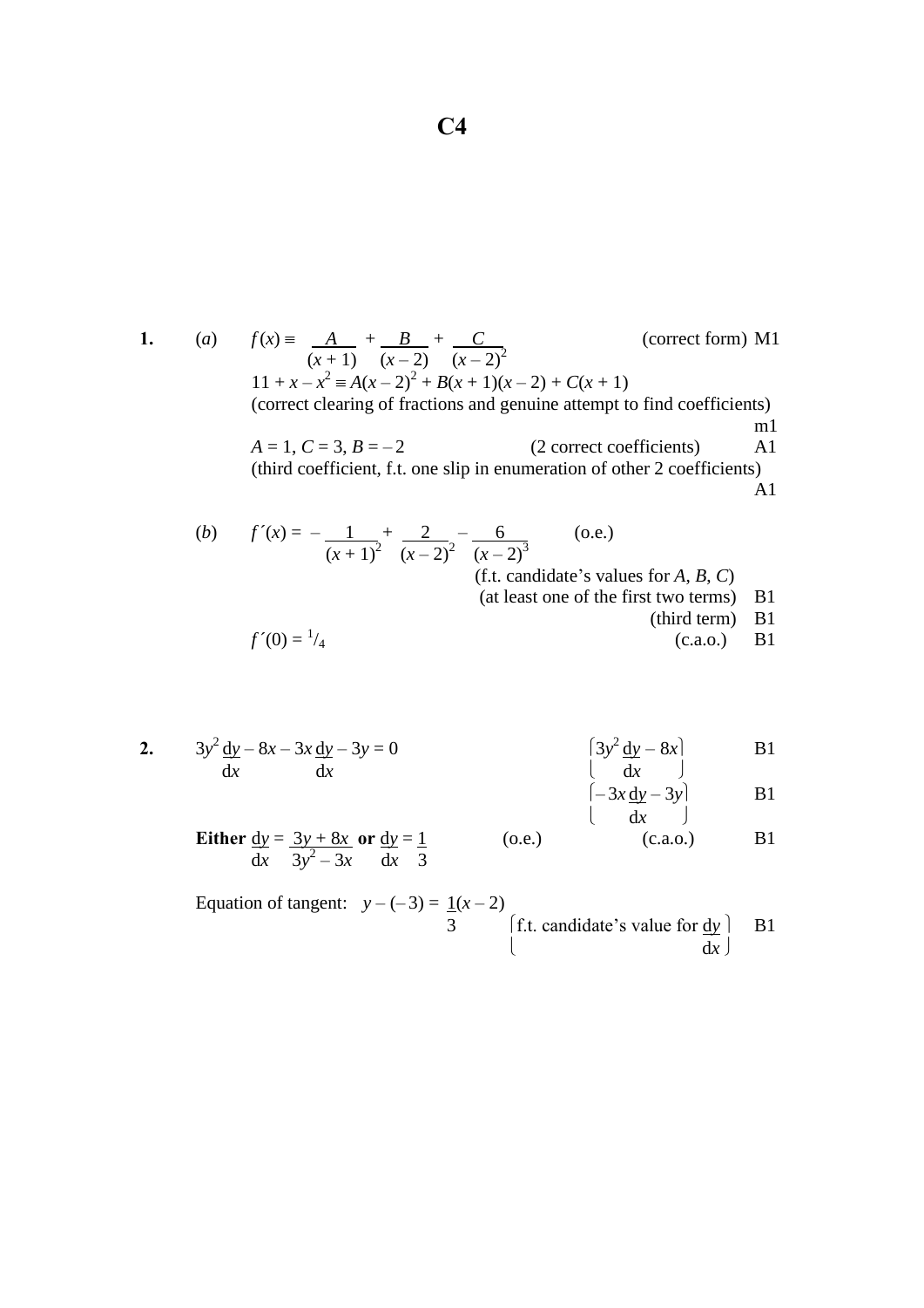# C4

**1.** (*a*) $f(x) \equiv \dfrac{A}{(x+1)} + \dfrac{B}{(x-2)} + \dfrac{C}{(x-2)^2}$ (correct form) M1

$11 + x - x^2 \equiv A(x-2)^2 + B(x+1)(x-2) + C(x+1)$

(correct clearing of fractions and genuine attempt to find coefficients) m1

$A = 1$, $C = 3$, $B = -2$ (2 correct coefficients) A1

(third coefficient, f.t. one slip in enumeration of other 2 coefficients) A1

(*b*) $f'(x) = -\dfrac{1}{(x+1)^2} + \dfrac{2}{(x-2)^2} - \dfrac{6}{(x-2)^3}$ (o.e.)

(f.t. candidate's values for $A$, $B$, $C$)

(at least one of the first two terms) B1

(third term) B1

$f'(0) = {}^{1}/_{4}$ (c.a.o.) B1

**2.** $3y^2\dfrac{dy}{dx} - 8x - 3x\dfrac{dy}{dx} - 3y = 0$

$\left(3y^2\dfrac{dy}{dx} - 8x\right)$ B1

$\left(-3x\dfrac{dy}{dx} - 3y\right)$ B1

**Either** $\dfrac{dy}{dx} = \dfrac{3y + 8x}{3y^2 - 3x}$ **or** $\dfrac{dy}{dx} = \dfrac{1}{3}$ (o.e.) (c.a.o.) B1

Equation of tangent: $y - (-3) = \dfrac{1}{3}(x - 2)$

$\left(\text{f.t. candidate's value for } \dfrac{dy}{dx}\right)$ B1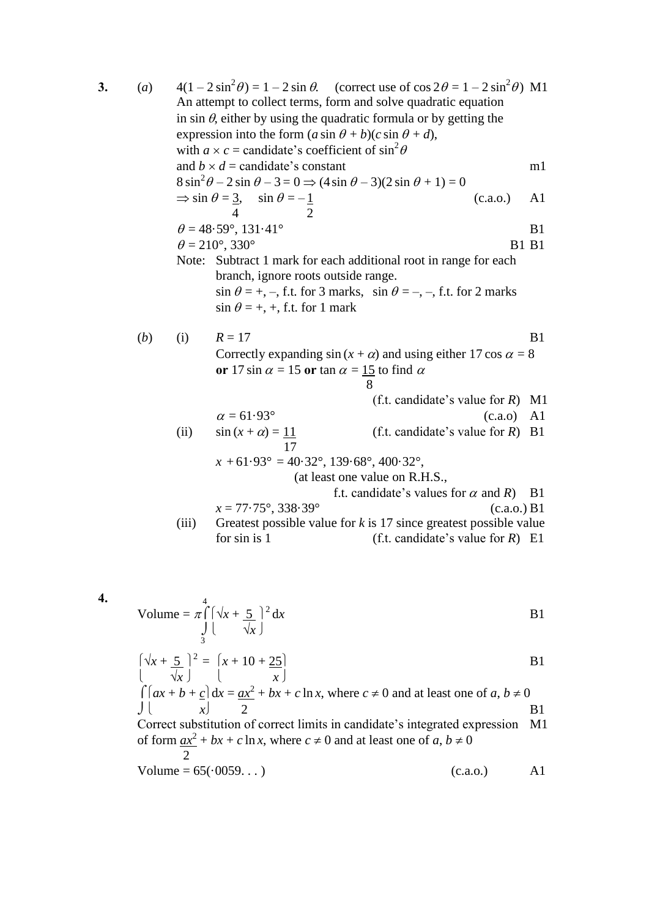**3.** (*a*) $4(1 - 2\sin^2\theta) = 1 - 2\sin\theta$. (correct use of $\cos 2\theta = 1 - 2\sin^2\theta$) M1

An attempt to collect terms, form and solve quadratic equation in $\sin\theta$, either by using the quadratic formula or by getting the expression into the form $(a\sin\theta + b)(c\sin\theta + d)$, with $a \times c$ = candidate's coefficient of $\sin^2\theta$ and $b \times d$ = candidate's constant m1

$8\sin^2\theta - 2\sin\theta - 3 = 0 \Rightarrow (4\sin\theta - 3)(2\sin\theta + 1) = 0$

$\Rightarrow \sin\theta = \frac{3}{4}$, $\sin\theta = -\frac{1}{2}$ (c.a.o.) A1

$\theta = 48{\cdot}59°, 131{\cdot}41°$ B1

$\theta = 210°, 330°$ B1 B1

Note: Subtract 1 mark for each additional root in range for each branch, ignore roots outside range.
$\sin\theta = +, -$, f.t. for 3 marks, $\sin\theta = -, -$, f.t. for 2 marks
$\sin\theta = +, +$, f.t. for 1 mark

(*b*) (i) $R = 17$ B1

Correctly expanding $\sin(x + \alpha)$ and using either $17\cos\alpha = 8$ **or** $17\sin\alpha = 15$ **or** $\tan\alpha = \frac{15}{8}$ to find $\alpha$ (f.t. candidate's value for $R$) M1

$\alpha = 61{\cdot}93°$ (c.a.o) A1

(ii) $\sin(x + \alpha) = \frac{11}{17}$ (f.t. candidate's value for $R$) B1

$x + 61{\cdot}93° = 40{\cdot}32°, 139{\cdot}68°, 400{\cdot}32°$,
(at least one value on R.H.S., f.t. candidate's values for $\alpha$ and $R$) B1

$x = 77{\cdot}75°, 338{\cdot}39°$ (c.a.o.) B1

(iii) Greatest possible value for $k$ is 17 since greatest possible value for sin is 1 (f.t. candidate's value for $R$) E1

**4.**

$$\text{Volume} = \pi\int_3^4 \left(\sqrt{x} + \frac{5}{\sqrt{x}}\right)^2 dx$$ B1

$$\left(\sqrt{x} + \frac{5}{\sqrt{x}}\right)^2 = \left(x + 10 + \frac{25}{x}\right)$$ B1

$\int\left(ax + b + \frac{c}{x}\right)dx = \frac{ax^2}{2} + bx + c\ln x$, where $c \neq 0$ and at least one of $a, b \neq 0$ B1

Correct substitution of correct limits in candidate's integrated expression of form $\frac{ax^2}{2} + bx + c\ln x$, where $c \neq 0$ and at least one of $a, b \neq 0$ M1

Volume = $65(\cdot 0059\ldots)$ (c.a.o.) A1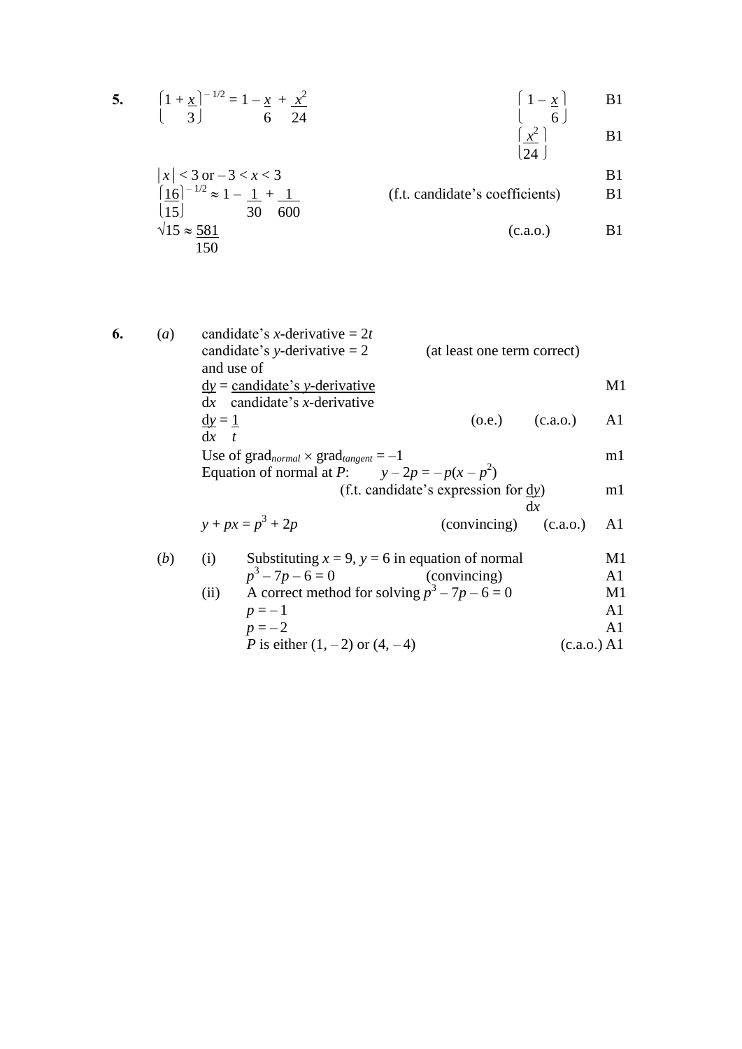**5.** $\left(1 + \frac{x}{3}\right)^{-1/2} = 1 - \frac{x}{6} + \frac{x^2}{24}$ $\left(1 - \frac{x}{6}\right)$ B1

$\left(\frac{x^2}{24}\right)$ B1

$|x| < 3$ or $-3 < x < 3$ B1

$\left(\frac{16}{15}\right)^{-1/2} \approx 1 - \frac{1}{30} + \frac{1}{600}$ (f.t. candidate's coefficients) B1

$\sqrt{15} \approx \frac{581}{150}$ (c.a.o.) B1

**6.** (*a*) candidate's $x$-derivative $= 2t$

candidate's $y$-derivative $= 2$ (at least one term correct)

and use of

$\frac{dy}{dx} = \frac{\text{candidate's } y\text{-derivative}}{\text{candidate's } x\text{-derivative}}$ M1

$\frac{dy}{dx} = \frac{1}{t}$ (o.e.) (c.a.o.) A1

Use of $\text{grad}_{normal} \times \text{grad}_{tangent} = -1$ m1

Equation of normal at $P$: $y - 2p = -p(x - p^2)$

(f.t. candidate's expression for $\frac{dy}{dx}$) m1

$y + px = p^3 + 2p$ (convincing) (c.a.o.) A1

(*b*) (i) Substituting $x = 9$, $y = 6$ in equation of normal M1

$p^3 - 7p - 6 = 0$ (convincing) A1

(ii) A correct method for solving $p^3 - 7p - 6 = 0$ M1

$p = -1$ A1

$p = -2$ A1

$P$ is either $(1, -2)$ or $(4, -4)$ (c.a.o.) A1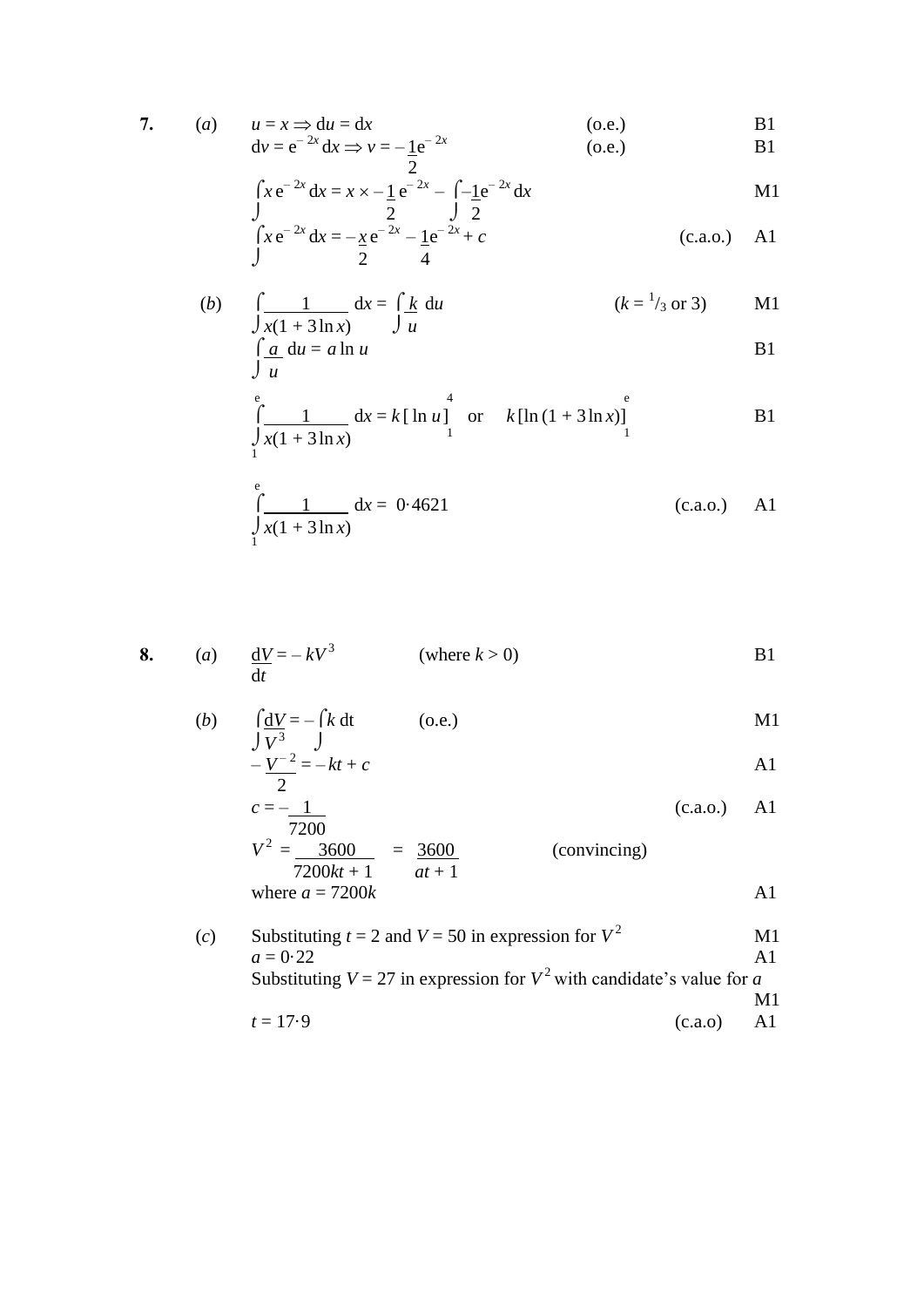**7.** (*a*) $u = x \Rightarrow \mathrm{d}u = \mathrm{d}x$ (o.e.) B1

$\mathrm{d}v = \mathrm{e}^{-2x}\,\mathrm{d}x \Rightarrow v = -\frac{1}{2}\mathrm{e}^{-2x}$ (o.e.) B1

$\int x\,\mathrm{e}^{-2x}\,\mathrm{d}x = x \times -\frac{1}{2}\mathrm{e}^{-2x} - \int -\frac{1}{2}\mathrm{e}^{-2x}\,\mathrm{d}x$ M1

$\int x\,\mathrm{e}^{-2x}\,\mathrm{d}x = -\frac{x}{2}\mathrm{e}^{-2x} - \frac{1}{4}\mathrm{e}^{-2x} + c$ (c.a.o.) A1

(*b*) $\int \frac{1}{x(1 + 3\ln x)}\,\mathrm{d}x = \int \frac{k}{u}\,\mathrm{d}u$ ($k = {}^{1}/_{3}$ or 3) M1

$\int \frac{a}{u}\,\mathrm{d}u = a \ln u$ B1

$\int_{1}^{\mathrm{e}} \frac{1}{x(1 + 3\ln x)}\,\mathrm{d}x = k\,[\ln u]_{1}^{4}$ or $k\,[\ln(1 + 3\ln x)]_{1}^{\mathrm{e}}$ B1

$\int_{1}^{\mathrm{e}} \frac{1}{x(1 + 3\ln x)}\,\mathrm{d}x = 0{\cdot}4621$ (c.a.o.) A1

**8.** (*a*) $\frac{\mathrm{d}V}{\mathrm{d}t} = -kV^3$ (where $k > 0$) B1

(*b*) $\int \frac{\mathrm{d}V}{V^3} = -\int k\,\mathrm{d}t$ (o.e.) M1

$-\frac{V^{-2}}{2} = -kt + c$ A1

$c = -\frac{1}{7200}$ (c.a.o.) A1

$V^2 = \frac{3600}{7200kt + 1} = \frac{3600}{at + 1}$ (convincing)

where $a = 7200k$ A1

(*c*) Substituting $t = 2$ and $V = 50$ in expression for $V^2$ M1

$a = 0{\cdot}22$ A1

Substituting $V = 27$ in expression for $V^2$ with candidate's value for $a$ M1

$t = 17{\cdot}9$ (c.a.o) A1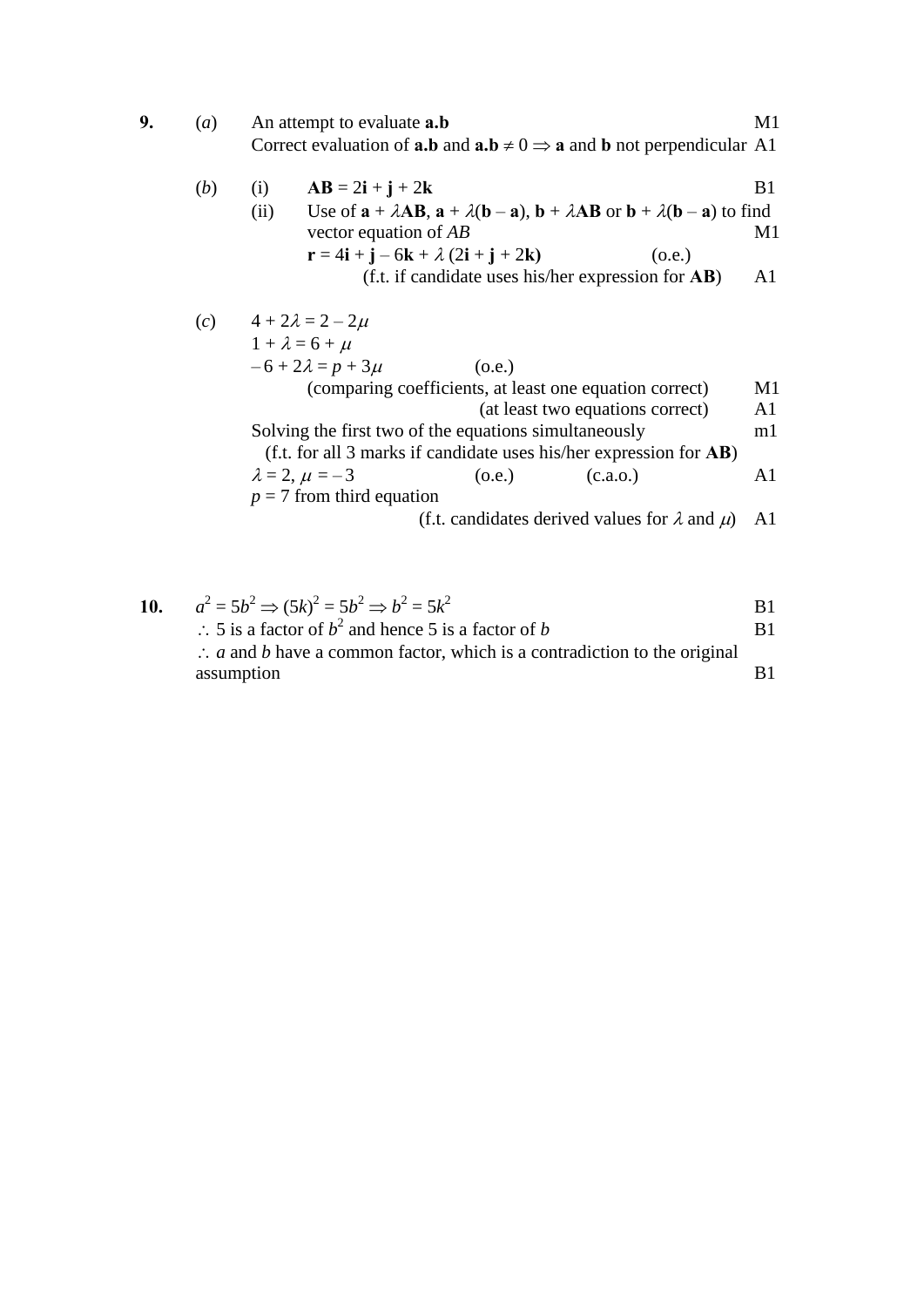**9.** (*a*) An attempt to evaluate **a.b** M1

Correct evaluation of **a.b** and **a.b** $\neq 0 \Rightarrow$ **a** and **b** not perpendicular A1

(*b*) (i) **AB** = 2**i** + **j** + 2**k** B1

(ii) Use of **a** + $\lambda$**AB**, **a** + $\lambda$(**b** – **a**), **b** + $\lambda$**AB** or **b** + $\lambda$(**b** – **a**) to find vector equation of *AB* M1

**r** = 4**i** + **j** – 6**k** + $\lambda$ (2**i** + **j** + 2**k**) (o.e.)

(f.t. if candidate uses his/her expression for **AB**) A1

(*c*) $4 + 2\lambda = 2 - 2\mu$

$1 + \lambda = 6 + \mu$

$-6 + 2\lambda = p + 3\mu$ (o.e.)

(comparing coefficients, at least one equation correct) M1

(at least two equations correct) A1

Solving the first two of the equations simultaneously m1

(f.t. for all 3 marks if candidate uses his/her expression for **AB**)

$\lambda = 2$, $\mu = -3$ (o.e.) (c.a.o.) A1

$p = 7$ from third equation

(f.t. candidates derived values for $\lambda$ and $\mu$) A1

**10.** $a^2 = 5b^2 \Rightarrow (5k)^2 = 5b^2 \Rightarrow b^2 = 5k^2$ B1

$\therefore$ 5 is a factor of $b^2$ and hence 5 is a factor of $b$ B1

$\therefore$ $a$ and $b$ have a common factor, which is a contradiction to the original assumption B1